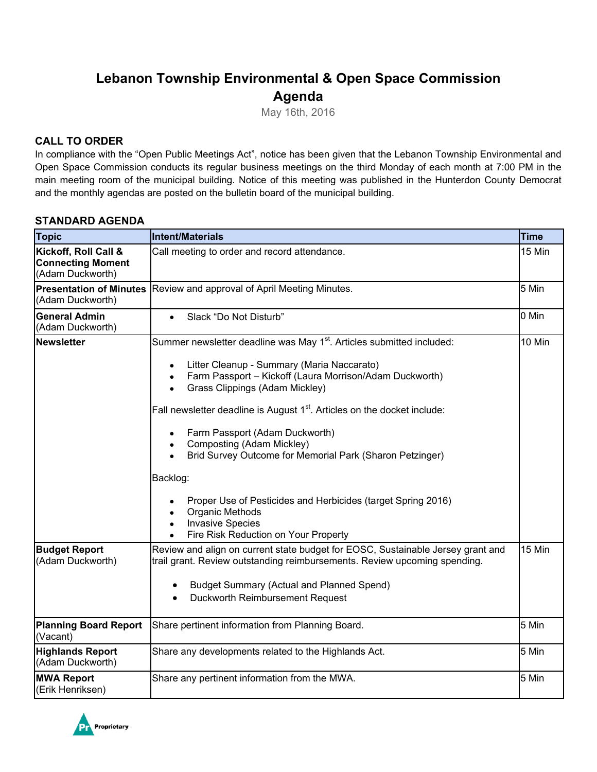# Lebanon Township Environmental & Open Space Commission Agenda

May 16th, 2016

## CALL TO ORDER

In compliance with the “Open Public Meetings Act”, notice has been given that the Lebanon Township Environmental and Open Space Commission conducts its regular business meetings on the third Monday of each month at 7:00 PM in the main meeting room of the municipal building. Notice of this meeting was published in the Hunterdon County Democrat and the monthly agendas are posted on the bulletin board of the municipal building.

## STANDARD AGENDA

| Topic | Intent/Materials | Time |
|---|---|---|
| **Kickoff, Roll Call & Connecting Moment** (Adam Duckworth) | Call meeting to order and record attendance. | 15 Min |
| **Presentation of Minutes** (Adam Duckworth) | Review and approval of April Meeting Minutes. | 5 Min |
| **General Admin** (Adam Duckworth) | • Slack “Do Not Disturb” | 0 Min |
| **Newsletter** | Summer newsletter deadline was May 1st. Articles submitted included:<br>• Litter Cleanup - Summary (Maria Naccarato)<br>• Farm Passport – Kickoff (Laura Morrison/Adam Duckworth)<br>• Grass Clippings (Adam Mickley)<br><br>Fall newsletter deadline is August 1st. Articles on the docket include:<br>• Farm Passport (Adam Duckworth)<br>• Composting (Adam Mickley)<br>• Brid Survey Outcome for Memorial Park (Sharon Petzinger)<br><br>Backlog:<br>• Proper Use of Pesticides and Herbicides (target Spring 2016)<br>• Organic Methods<br>• Invasive Species<br>• Fire Risk Reduction on Your Property | 10 Min |
| **Budget Report** (Adam Duckworth) | Review and align on current state budget for EOSC, Sustainable Jersey grant and trail grant. Review outstanding reimbursements. Review upcoming spending.<br>• Budget Summary (Actual and Planned Spend)<br>• Duckworth Reimbursement Request | 15 Min |
| **Planning Board Report** (Vacant) | Share pertinent information from Planning Board. | 5 Min |
| **Highlands Report** (Adam Duckworth) | Share any developments related to the Highlands Act. | 5 Min |
| **MWA Report** (Erik Henriksen) | Share any pertinent information from the MWA. | 5 Min |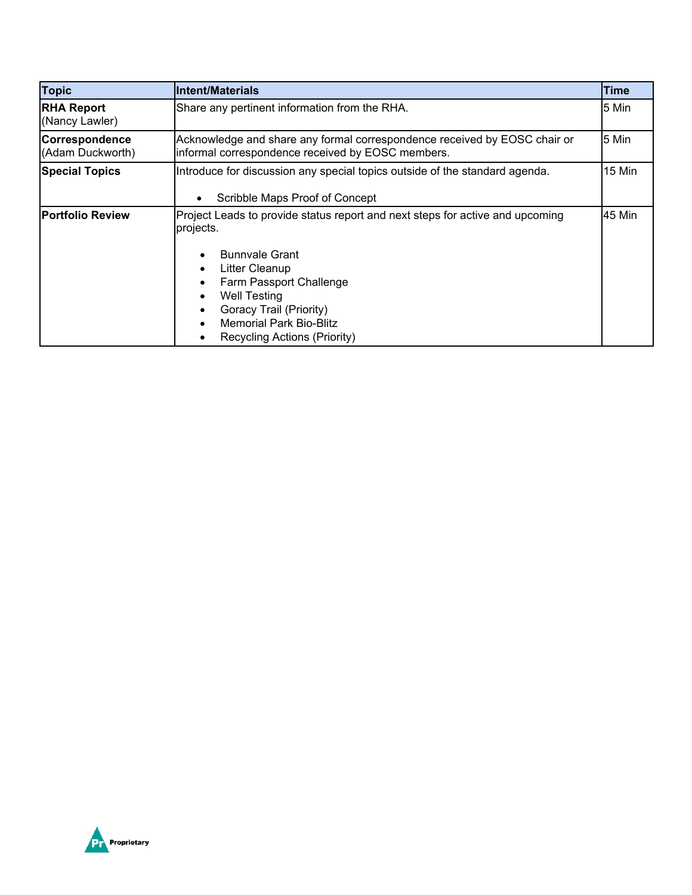| Topic | Intent/Materials | Time |
| --- | --- | --- |
| **RHA Report** (Nancy Lawler) | Share any pertinent information from the RHA. | 5 Min |
| **Correspondence** (Adam Duckworth) | Acknowledge and share any formal correspondence received by EOSC chair or informal correspondence received by EOSC members. | 5 Min |
| **Special Topics** | Introduce for discussion any special topics outside of the standard agenda.<br><br>• Scribble Maps Proof of Concept | 15 Min |
| **Portfolio Review** | Project Leads to provide status report and next steps for active and upcoming projects.<br><br>• Bunnvale Grant<br>• Litter Cleanup<br>• Farm Passport Challenge<br>• Well Testing<br>• Goracy Trail (Priority)<br>• Memorial Park Bio-Blitz<br>• Recycling Actions (Priority) | 45 Min |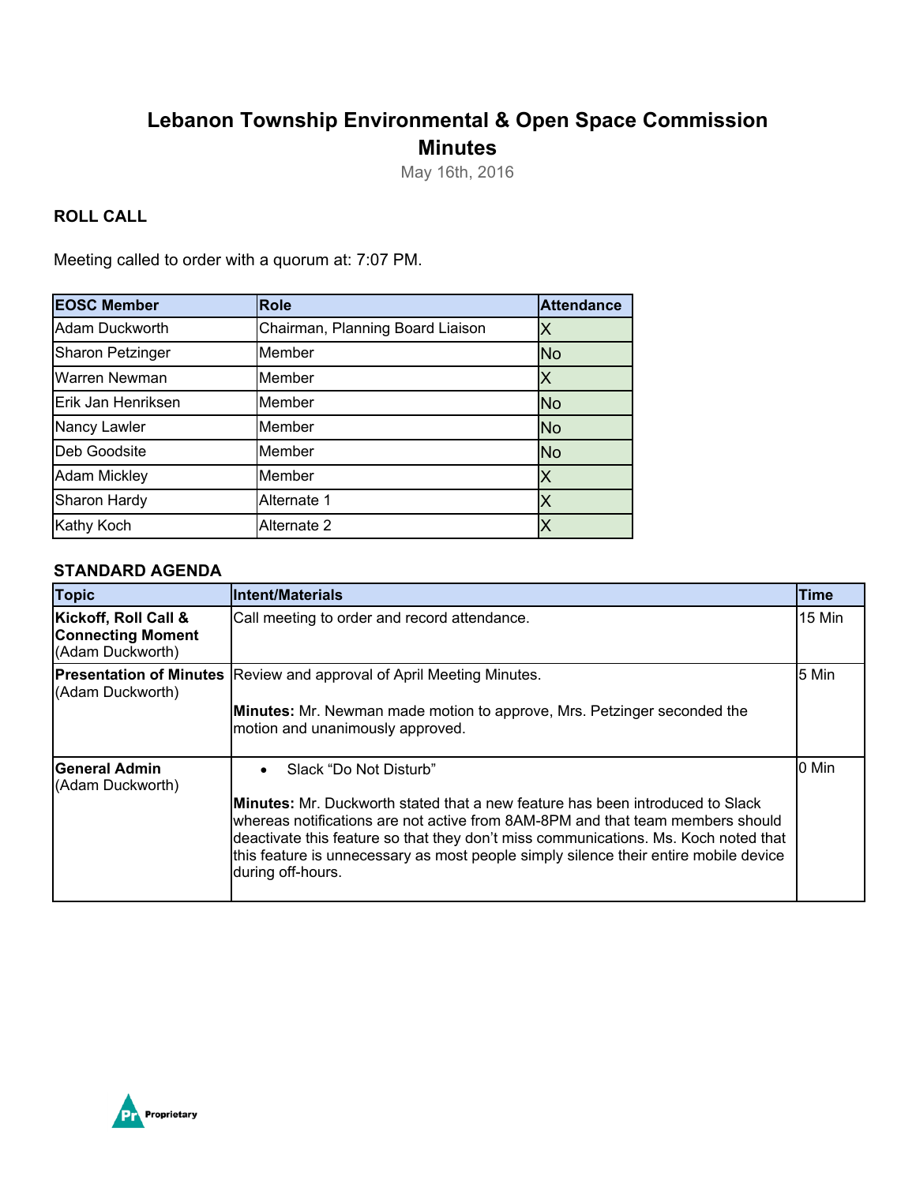# Lebanon Township Environmental & Open Space Commission Minutes

May 16th, 2016

### ROLL CALL

Meeting called to order with a quorum at: 7:07 PM.

| EOSC Member | Role | Attendance |
|---|---|---|
| Adam Duckworth | Chairman, Planning Board Liaison | X |
| Sharon Petzinger | Member | No |
| Warren Newman | Member | X |
| Erik Jan Henriksen | Member | No |
| Nancy Lawler | Member | No |
| Deb Goodsite | Member | No |
| Adam Mickley | Member | X |
| Sharon Hardy | Alternate 1 | X |
| Kathy Koch | Alternate 2 | X |

### STANDARD AGENDA

| Topic | Intent/Materials | Time |
|---|---|---|
| **Kickoff, Roll Call & Connecting Moment** (Adam Duckworth) | Call meeting to order and record attendance. | 15 Min |
| **Presentation of Minutes** (Adam Duckworth) | Review and approval of April Meeting Minutes.<br><br>**Minutes:** Mr. Newman made motion to approve, Mrs. Petzinger seconded the motion and unanimously approved. | 5 Min |
| **General Admin** (Adam Duckworth) | • Slack "Do Not Disturb"<br><br>**Minutes:** Mr. Duckworth stated that a new feature has been introduced to Slack whereas notifications are not active from 8AM-8PM and that team members should deactivate this feature so that they don't miss communications. Ms. Koch noted that this feature is unnecessary as most people simply silence their entire mobile device during off-hours. | 0 Min |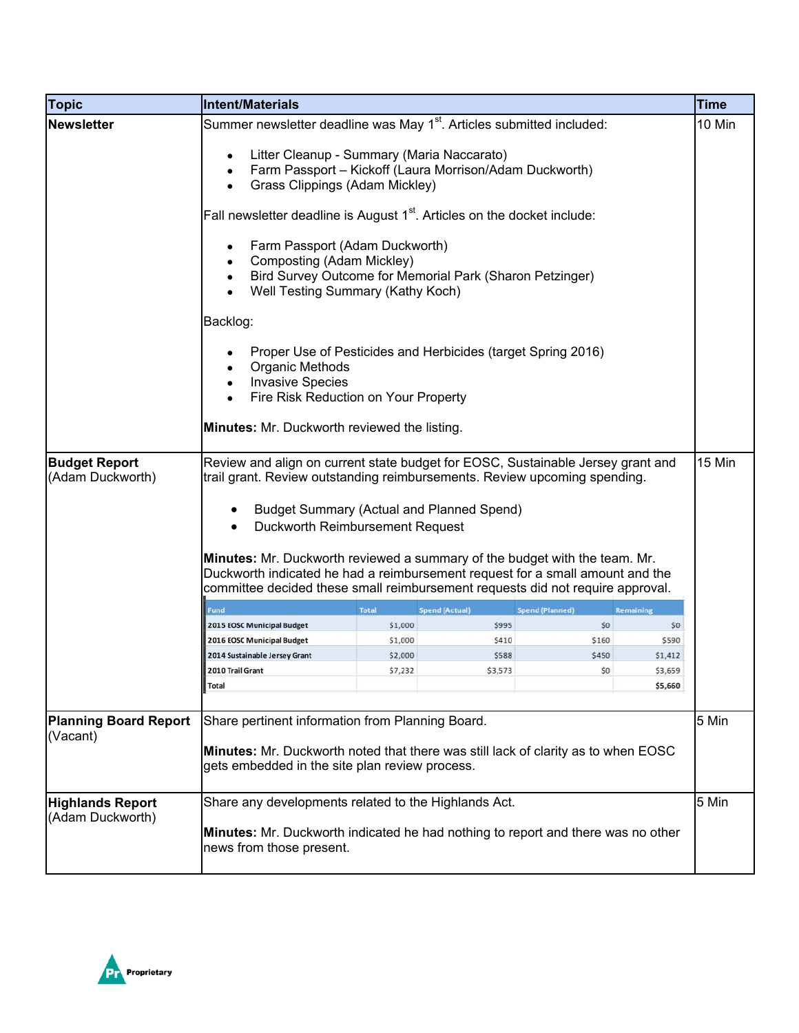| Topic | Intent/Materials | Time |
| --- | --- | --- |
| **Newsletter** | Summer newsletter deadline was May 1st. Articles submitted included:<br><br>• Litter Cleanup - Summary (Maria Naccarato)<br>• Farm Passport – Kickoff (Laura Morrison/Adam Duckworth)<br>• Grass Clippings (Adam Mickley)<br><br>Fall newsletter deadline is August 1st. Articles on the docket include:<br><br>• Farm Passport (Adam Duckworth)<br>• Composting (Adam Mickley)<br>• Bird Survey Outcome for Memorial Park (Sharon Petzinger)<br>• Well Testing Summary (Kathy Koch)<br><br>Backlog:<br><br>• Proper Use of Pesticides and Herbicides (target Spring 2016)<br>• Organic Methods<br>• Invasive Species<br>• Fire Risk Reduction on Your Property<br><br>**Minutes:** Mr. Duckworth reviewed the listing. | 10 Min |
| **Budget Report** (Adam Duckworth) | Review and align on current state budget for EOSC, Sustainable Jersey grant and trail grant. Review outstanding reimbursements. Review upcoming spending.<br><br>• Budget Summary (Actual and Planned Spend)<br>• Duckworth Reimbursement Request<br><br>**Minutes:** Mr. Duckworth reviewed a summary of the budget with the team. Mr. Duckworth indicated he had a reimbursement request for a small amount and the committee decided these small reimbursement requests did not require approval. | 15 Min |
| **Planning Board Report** (Vacant) | Share pertinent information from Planning Board.<br><br>**Minutes:** Mr. Duckworth noted that there was still lack of clarity as to when EOSC gets embedded in the site plan review process. | 5 Min |
| **Highlands Report** (Adam Duckworth) | Share any developments related to the Highlands Act.<br><br>**Minutes:** Mr. Duckworth indicated he had nothing to report and there was no other news from those present. | 5 Min |

| Fund | Total | Spend (Actual) | Spend (Planned) | Remaining |
| --- | --- | --- | --- | --- |
| 2015 EOSC Municipal Budget | $1,000 | $995 | $0 | $0 |
| 2016 EOSC Municipal Budget | $1,000 | $410 | $160 | $590 |
| 2014 Sustainable Jersey Grant | $2,000 | $588 | $450 | $1,412 |
| 2010 Trail Grant | $7,232 | $3,573 | $0 | $3,659 |
| Total | | | | $5,660 |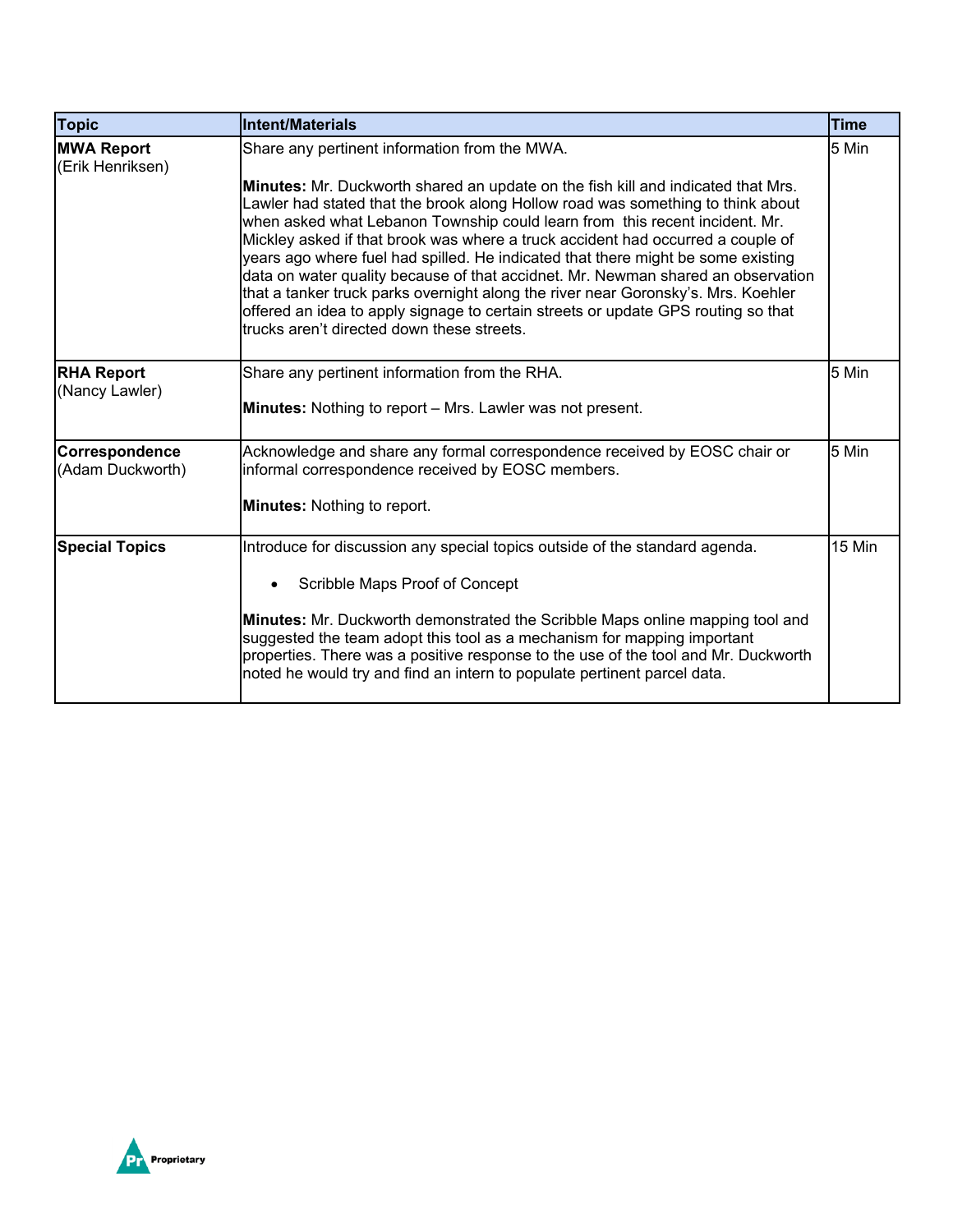| Topic | Intent/Materials | Time |
| --- | --- | --- |
| **MWA Report** (Erik Henriksen) | Share any pertinent information from the MWA.<br><br>**Minutes:** Mr. Duckworth shared an update on the fish kill and indicated that Mrs. Lawler had stated that the brook along Hollow road was something to think about when asked what Lebanon Township could learn from this recent incident. Mr. Mickley asked if that brook was where a truck accident had occurred a couple of years ago where fuel had spilled. He indicated that there might be some existing data on water quality because of that accidnet. Mr. Newman shared an observation that a tanker truck parks overnight along the river near Goronsky's. Mrs. Koehler offered an idea to apply signage to certain streets or update GPS routing so that trucks aren't directed down these streets. | 5 Min |
| **RHA Report** (Nancy Lawler) | Share any pertinent information from the RHA.<br><br>**Minutes:** Nothing to report – Mrs. Lawler was not present. | 5 Min |
| **Correspondence** (Adam Duckworth) | Acknowledge and share any formal correspondence received by EOSC chair or informal correspondence received by EOSC members.<br><br>**Minutes:** Nothing to report. | 5 Min |
| **Special Topics** | Introduce for discussion any special topics outside of the standard agenda.<br><br>• Scribble Maps Proof of Concept<br><br>**Minutes:** Mr. Duckworth demonstrated the Scribble Maps online mapping tool and suggested the team adopt this tool as a mechanism for mapping important properties. There was a positive response to the use of the tool and Mr. Duckworth noted he would try and find an intern to populate pertinent parcel data. | 15 Min |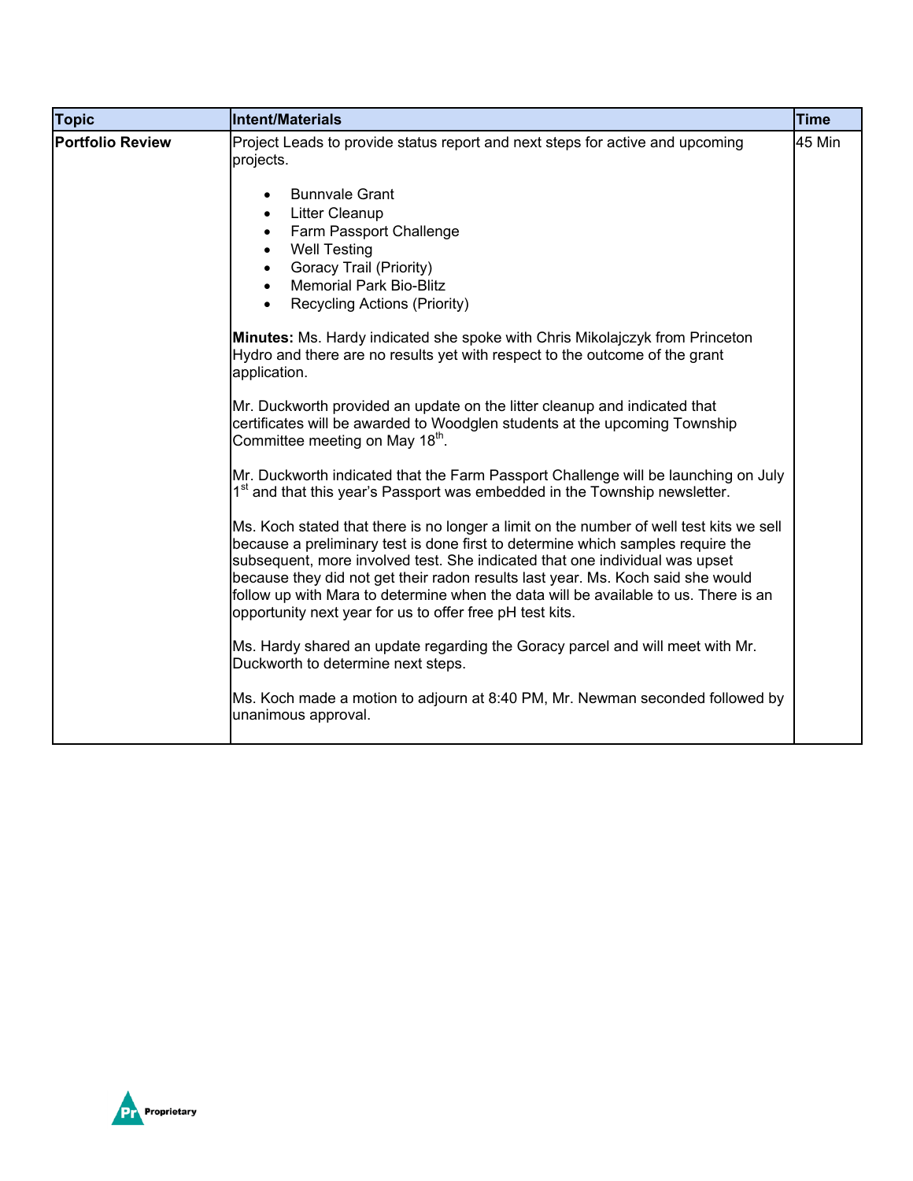| Topic | Intent/Materials | Time |
|---|---|---|
| **Portfolio Review** | Project Leads to provide status report and next steps for active and upcoming projects.<br><br>• Bunnvale Grant<br>• Litter Cleanup<br>• Farm Passport Challenge<br>• Well Testing<br>• Goracy Trail (Priority)<br>• Memorial Park Bio-Blitz<br>• Recycling Actions (Priority)<br><br>**Minutes:** Ms. Hardy indicated she spoke with Chris Mikolajczyk from Princeton Hydro and there are no results yet with respect to the outcome of the grant application.<br><br>Mr. Duckworth provided an update on the litter cleanup and indicated that certificates will be awarded to Woodglen students at the upcoming Township Committee meeting on May 18th.<br><br>Mr. Duckworth indicated that the Farm Passport Challenge will be launching on July 1st and that this year's Passport was embedded in the Township newsletter.<br><br>Ms. Koch stated that there is no longer a limit on the number of well test kits we sell because a preliminary test is done first to determine which samples require the subsequent, more involved test. She indicated that one individual was upset because they did not get their radon results last year. Ms. Koch said she would follow up with Mara to determine when the data will be available to us. There is an opportunity next year for us to offer free pH test kits.<br><br>Ms. Hardy shared an update regarding the Goracy parcel and will meet with Mr. Duckworth to determine next steps.<br><br>Ms. Koch made a motion to adjourn at 8:40 PM, Mr. Newman seconded followed by unanimous approval. | 45 Min |